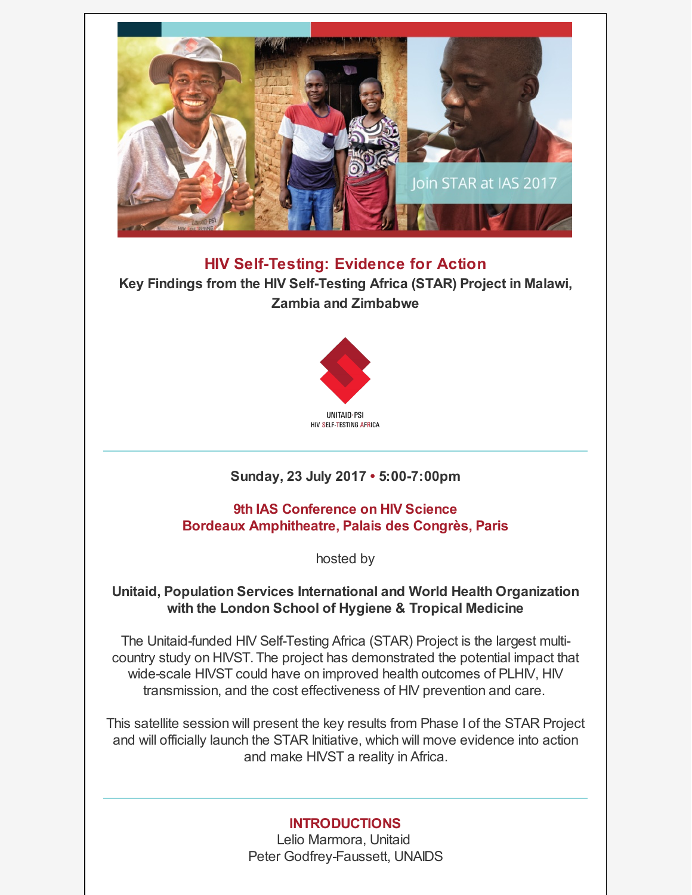Join STAR at IAS 2017

# HIV Self-Testing: Evidence for Action

**Key Findings from the HIV Self-Testing Africa (STAR) Project in Malawi, Zambia and Zimbabwe**

UNITAID·PSI
HIV SELF-TESTING AFRICA

---

**Sunday, 23 July 2017 • 5:00-7:00pm**

**9th IAS Conference on HIV Science**
**Bordeaux Amphitheatre, Palais des Congrès, Paris**

hosted by

**Unitaid, Population Services International and World Health Organization with the London School of Hygiene & Tropical Medicine**

The Unitaid-funded HIV Self-Testing Africa (STAR) Project is the largest multi-country study on HIVST. The project has demonstrated the potential impact that wide-scale HIVST could have on improved health outcomes of PLHIV, HIV transmission, and the cost effectiveness of HIV prevention and care.

This satellite session will present the key results from Phase I of the STAR Project and will officially launch the STAR Initiative, which will move evidence into action and make HIVST a reality in Africa.

---

**INTRODUCTIONS**

Lelio Marmora, Unitaid
Peter Godfrey-Faussett, UNAIDS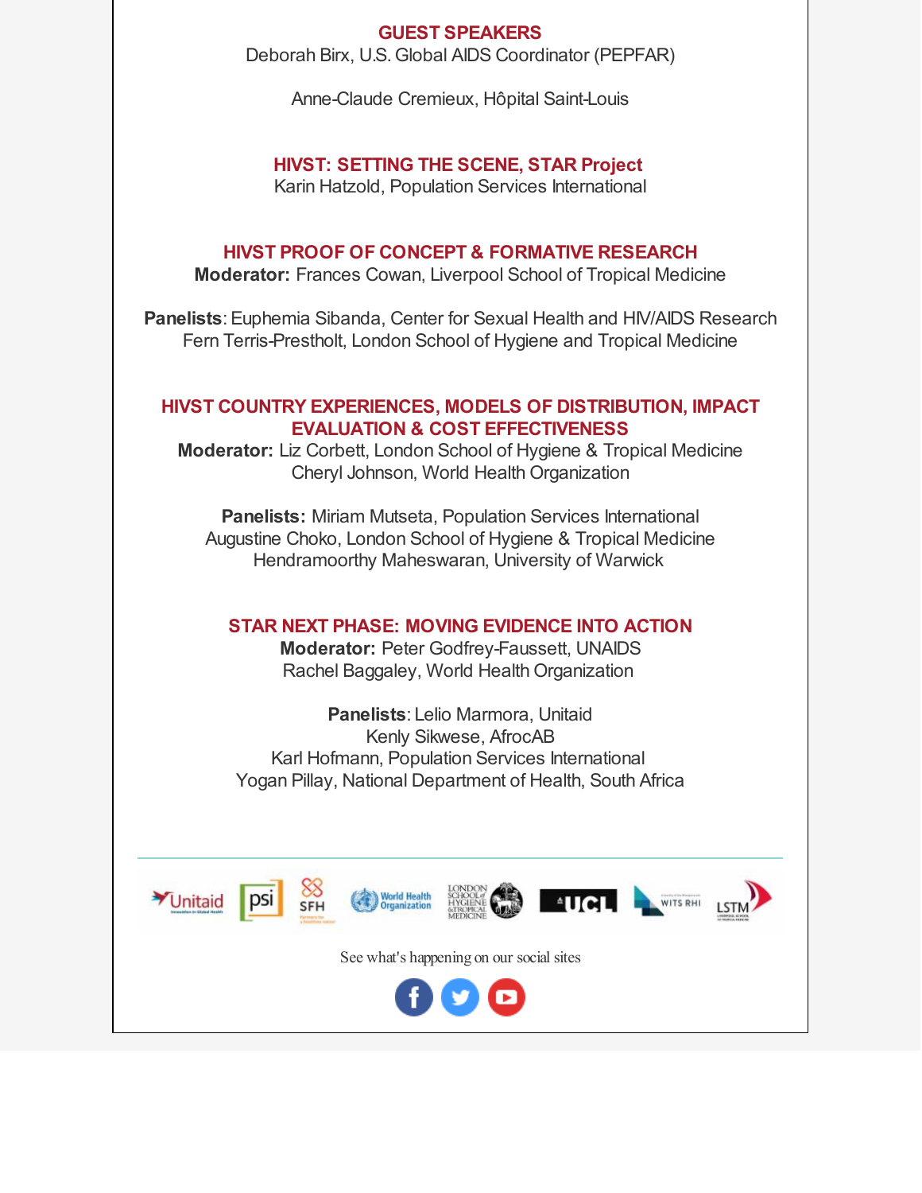## GUEST SPEAKERS

Deborah Birx, U.S. Global AIDS Coordinator (PEPFAR)

Anne-Claude Cremieux, Hôpital Saint-Louis

## HIVST: SETTING THE SCENE, STAR Project

Karin Hatzold, Population Services International

## HIVST PROOF OF CONCEPT & FORMATIVE RESEARCH

**Moderator:** Frances Cowan, Liverpool School of Tropical Medicine

**Panelists**: Euphemia Sibanda, Center for Sexual Health and HIV/AIDS Research
Fern Terris-Prestholt, London School of Hygiene and Tropical Medicine

## HIVST COUNTRY EXPERIENCES, MODELS OF DISTRIBUTION, IMPACT EVALUATION & COST EFFECTIVENESS

**Moderator:** Liz Corbett, London School of Hygiene & Tropical Medicine
Cheryl Johnson, World Health Organization

**Panelists:** Miriam Mutseta, Population Services International
Augustine Choko, London School of Hygiene & Tropical Medicine
Hendramoorthy Maheswaran, University of Warwick

## STAR NEXT PHASE: MOVING EVIDENCE INTO ACTION

**Moderator:** Peter Godfrey-Faussett, UNAIDS
Rachel Baggaley, World Health Organization

**Panelists**: Lelio Marmora, Unitaid
Kenly Sikwese, AfrocAB
Karl Hofmann, Population Services International
Yogan Pillay, National Department of Health, South Africa

---

Unitaid | psi | SFH | World Health Organization | London School of Hygiene & Tropical Medicine | UCL | WITS RHI | LSTM

See what's happening on our social sites